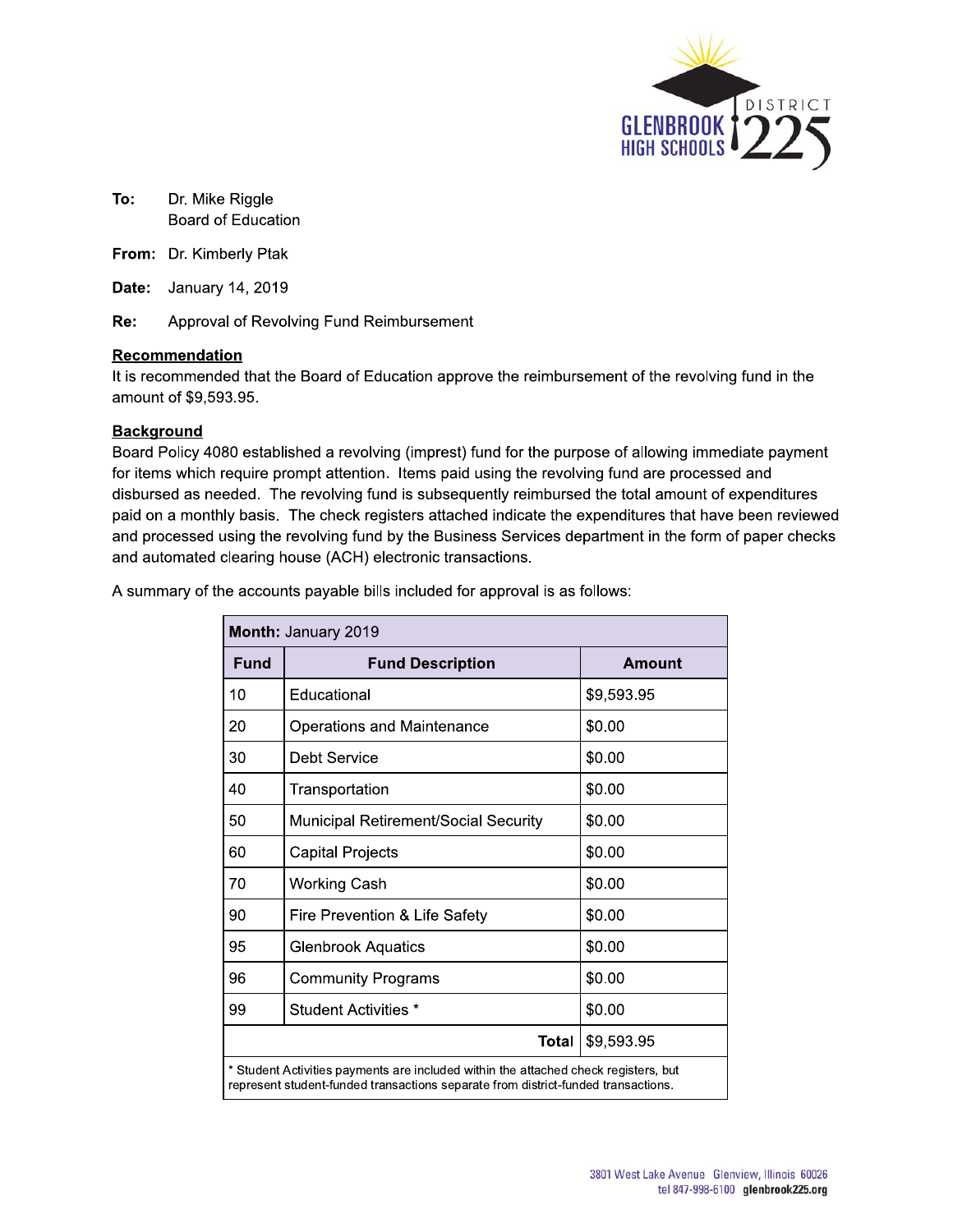**To:** Dr. Mike Riggle
Board of Education

**From:** Dr. Kimberly Ptak

**Date:** January 14, 2019

**Re:** Approval of Revolving Fund Reimbursement

## Recommendation

It is recommended that the Board of Education approve the reimbursement of the revolving fund in the amount of $9,593.95.

## Background

Board Policy 4080 established a revolving (imprest) fund for the purpose of allowing immediate payment for items which require prompt attention. Items paid using the revolving fund are processed and disbursed as needed. The revolving fund is subsequently reimbursed the total amount of expenditures paid on a monthly basis. The check registers attached indicate the expenditures that have been reviewed and processed using the revolving fund by the Business Services department in the form of paper checks and automated clearing house (ACH) electronic transactions.

A summary of the accounts payable bills included for approval is as follows:

| **Month:** January 2019 | | |
|---|---|---|
| **Fund** | **Fund Description** | **Amount** |
| 10 | Educational | $9,593.95 |
| 20 | Operations and Maintenance | $0.00 |
| 30 | Debt Service | $0.00 |
| 40 | Transportation | $0.00 |
| 50 | Municipal Retirement/Social Security | $0.00 |
| 60 | Capital Projects | $0.00 |
| 70 | Working Cash | $0.00 |
| 90 | Fire Prevention & Life Safety | $0.00 |
| 95 | Glenbrook Aquatics | $0.00 |
| 96 | Community Programs | $0.00 |
| 99 | Student Activities * | $0.00 |
| | **Total** | $9,593.95 |

* Student Activities payments are included within the attached check registers, but represent student-funded transactions separate from district-funded transactions.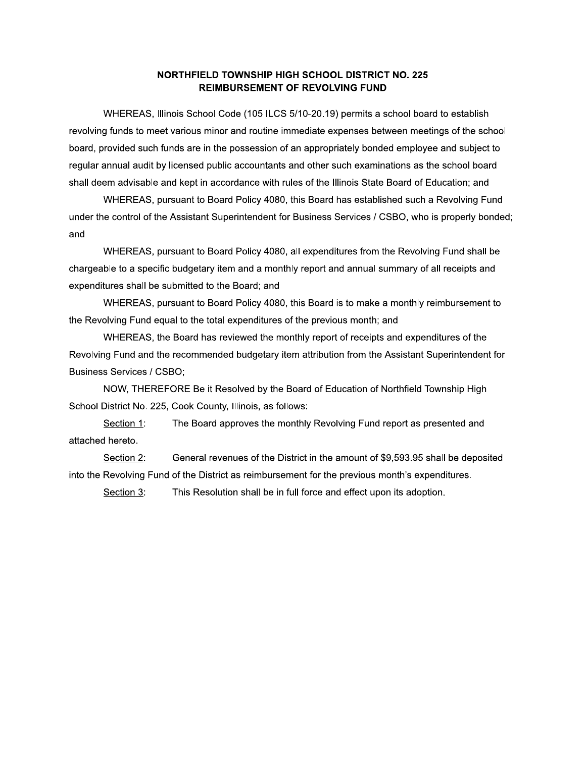## NORTHFIELD TOWNSHIP HIGH SCHOOL DISTRICT NO. 225
## REIMBURSEMENT OF REVOLVING FUND

WHEREAS, Illinois School Code (105 ILCS 5/10-20.19) permits a school board to establish revolving funds to meet various minor and routine immediate expenses between meetings of the school board, provided such funds are in the possession of an appropriately bonded employee and subject to regular annual audit by licensed public accountants and other such examinations as the school board shall deem advisable and kept in accordance with rules of the Illinois State Board of Education; and

WHEREAS, pursuant to Board Policy 4080, this Board has established such a Revolving Fund under the control of the Assistant Superintendent for Business Services / CSBO, who is properly bonded; and

WHEREAS, pursuant to Board Policy 4080, all expenditures from the Revolving Fund shall be chargeable to a specific budgetary item and a monthly report and annual summary of all receipts and expenditures shall be submitted to the Board; and

WHEREAS, pursuant to Board Policy 4080, this Board is to make a monthly reimbursement to the Revolving Fund equal to the total expenditures of the previous month; and

WHEREAS, the Board has reviewed the monthly report of receipts and expenditures of the Revolving Fund and the recommended budgetary item attribution from the Assistant Superintendent for Business Services / CSBO;

NOW, THEREFORE Be it Resolved by the Board of Education of Northfield Township High School District No. 225, Cook County, Illinois, as follows:

<u>Section 1</u>: The Board approves the monthly Revolving Fund report as presented and attached hereto.

<u>Section 2</u>: General revenues of the District in the amount of $9,593.95 shall be deposited into the Revolving Fund of the District as reimbursement for the previous month's expenditures.

<u>Section 3</u>: This Resolution shall be in full force and effect upon its adoption.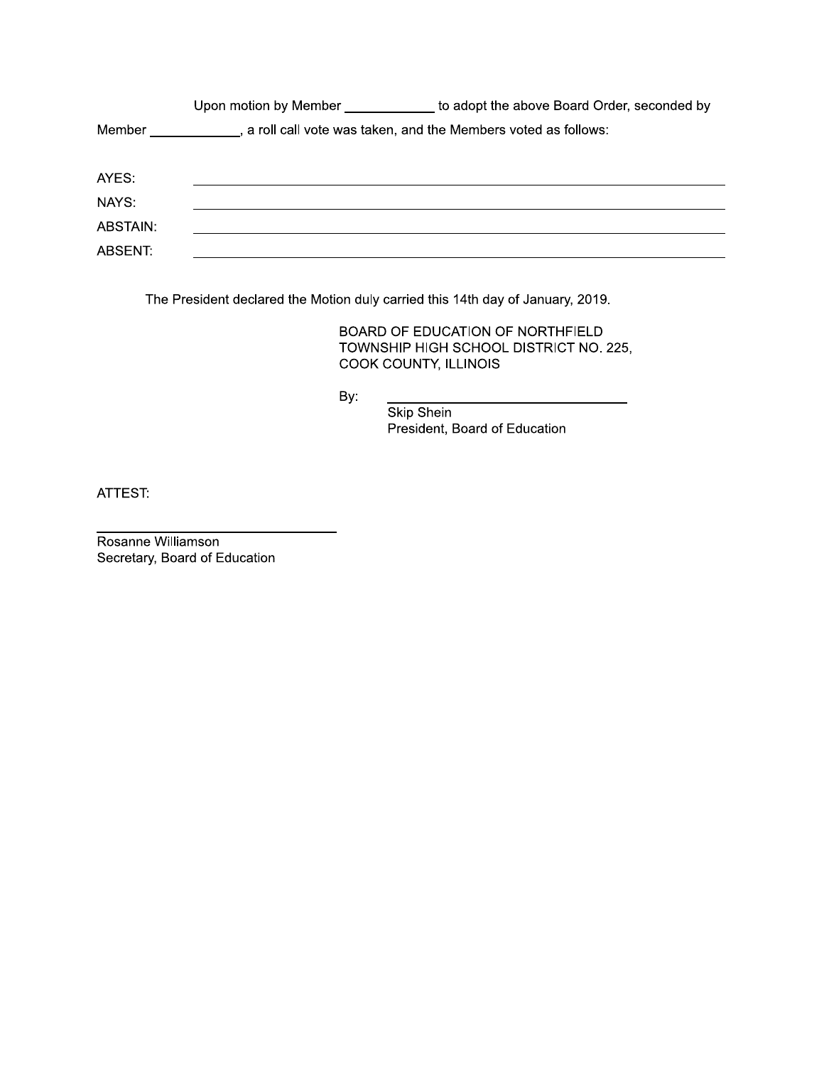Upon motion by Member ____________ to adopt the above Board Order, seconded by Member ____________, a roll call vote was taken, and the Members voted as follows:

AYES: ______________________________________________

NAYS: ______________________________________________

ABSTAIN: ______________________________________________

ABSENT: ______________________________________________

The President declared the Motion duly carried this 14th day of January, 2019.

BOARD OF EDUCATION OF NORTHFIELD TOWNSHIP HIGH SCHOOL DISTRICT NO. 225, COOK COUNTY, ILLINOIS

By: ________________________________
Skip Shein
President, Board of Education

ATTEST:

________________________________
Rosanne Williamson
Secretary, Board of Education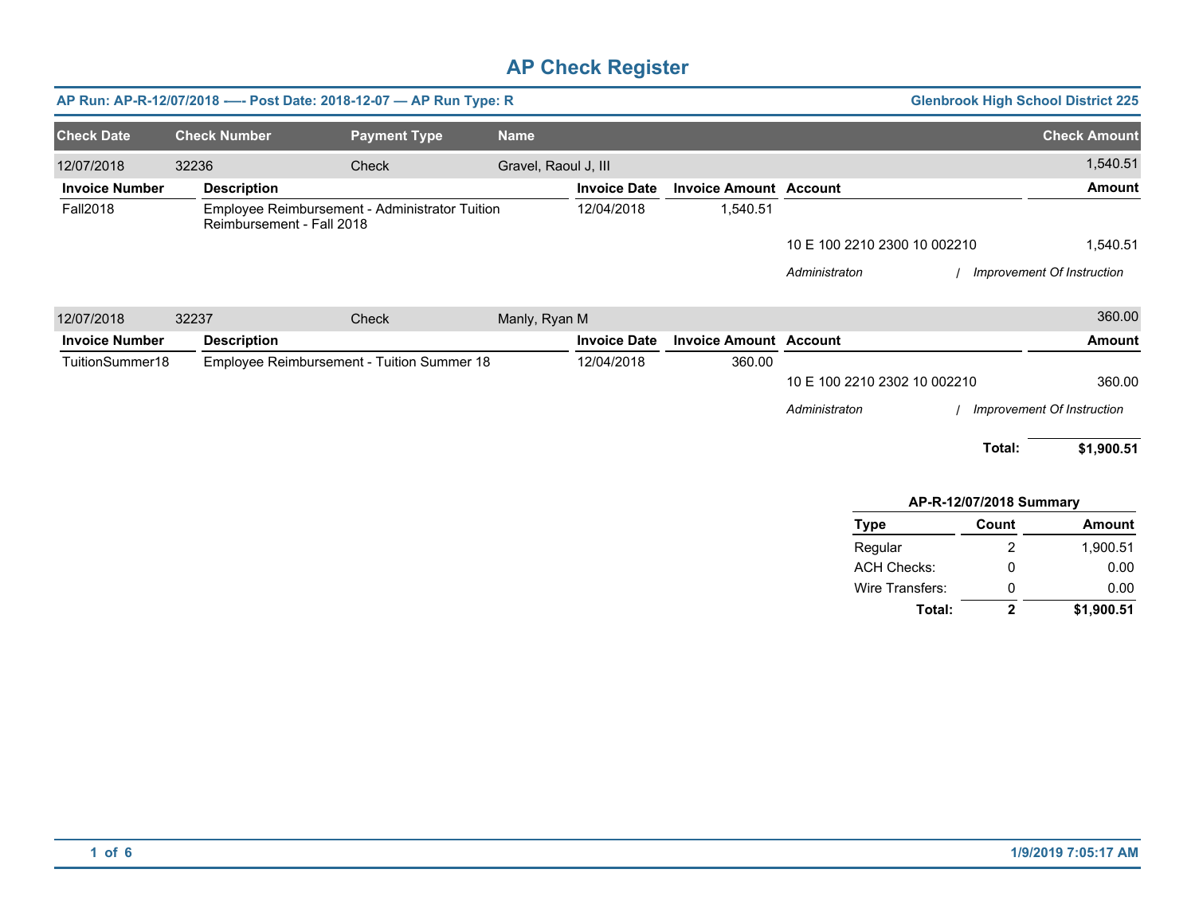# AP Check Register

**AP Run: AP-R-12/07/2018 -—- Post Date: 2018-12-07 — AP Run Type: R** — **Glenbrook High School District 225**

| Check Date | Check Number | Payment Type | Name | Check Amount |
|---|---|---|---|---|
| 12/07/2018 | 32236 | Check | Gravel, Raoul J, III | 1,540.51 |

| Invoice Number | Description | Invoice Date | Invoice Amount | Account | Amount |
|---|---|---|---|---|---|
| Fall2018 | Employee Reimbursement - Administrator Tuition Reimbursement - Fall 2018 | 12/04/2018 | 1,540.51 | | |
| | | | | 10 E 100 2210 2300 10 002210 | 1,540.51 |
| | | | | *Administraton / Improvement Of Instruction* | |

| Check Date | Check Number | Payment Type | Name | Check Amount |
|---|---|---|---|---|
| 12/07/2018 | 32237 | Check | Manly, Ryan M | 360.00 |

| Invoice Number | Description | Invoice Date | Invoice Amount | Account | Amount |
|---|---|---|---|---|---|
| TuitionSummer18 | Employee Reimbursement - Tuition Summer 18 | 12/04/2018 | 360.00 | | |
| | | | | 10 E 100 2210 2302 10 002210 | 360.00 |
| | | | | *Administraton / Improvement Of Instruction* | |

**Total: $1,900.51**

**AP-R-12/07/2018 Summary**

| Type | Count | Amount |
|---|---|---|
| Regular | 2 | 1,900.51 |
| ACH Checks: | 0 | 0.00 |
| Wire Transfers: | 0 | 0.00 |
| **Total:** | **2** | **$1,900.51** |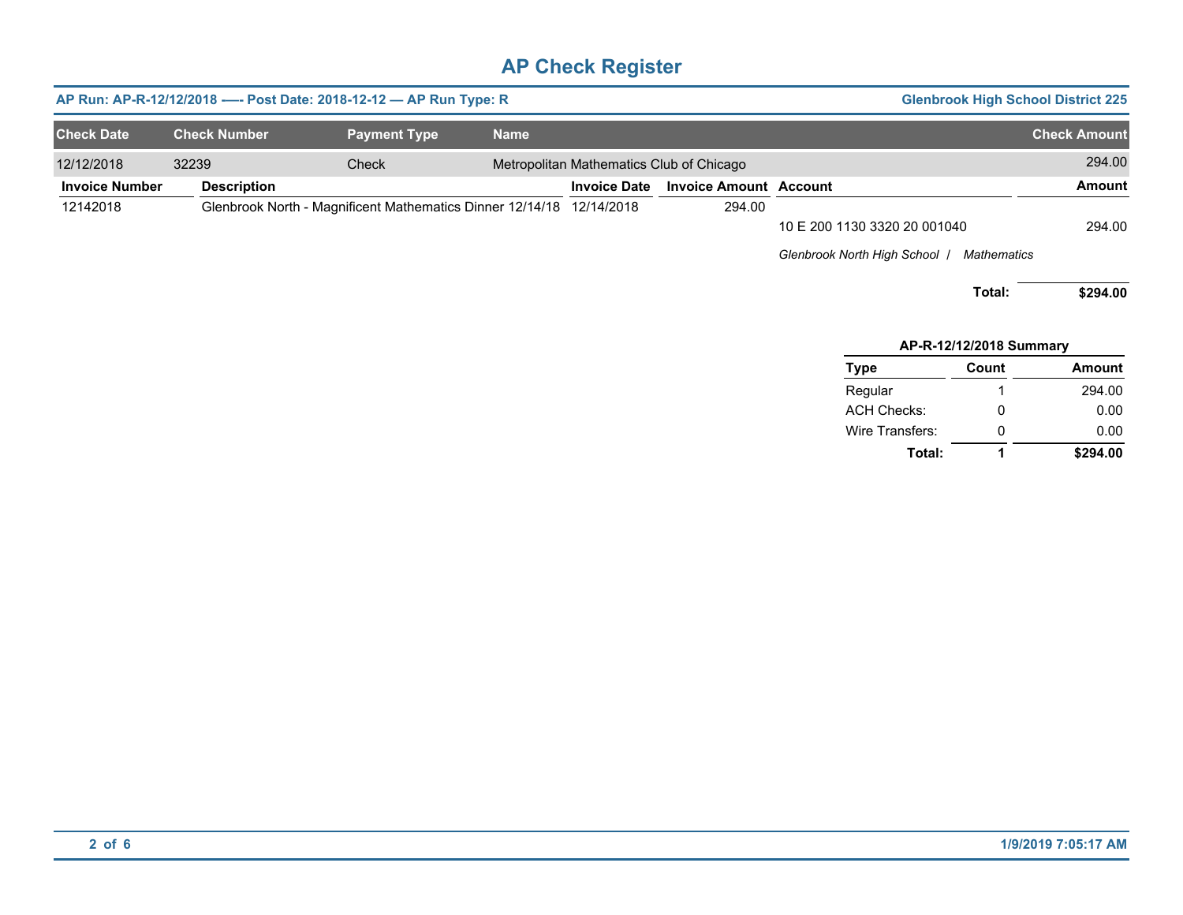# AP Check Register

**AP Run: AP-R-12/12/2018 -—- Post Date: 2018-12-12 — AP Run Type: R** **Glenbrook High School District 225**

| Check Date | Check Number | Payment Type | Name | Check Amount |
|---|---|---|---|---|
| 12/12/2018 | 32239 | Check | Metropolitan Mathematics Club of Chicago | 294.00 |

| Invoice Number | Description | Invoice Date | Invoice Amount | Account | Amount |
|---|---|---|---|---|---|
| 12142018 | Glenbrook North - Magnificent Mathematics Dinner 12/14/18 | 12/14/2018 | 294.00 | | |
| | | | | 10 E 200 1130 3320 20 001040 | 294.00 |
| | | | | *Glenbrook North High School / Mathematics* | |
| | | | | **Total:** | **$294.00** |

**AP-R-12/12/2018 Summary**

| Type | Count | Amount |
|---|---|---|
| Regular | 1 | 294.00 |
| ACH Checks: | 0 | 0.00 |
| Wire Transfers: | 0 | 0.00 |
| **Total:** | **1** | **$294.00** |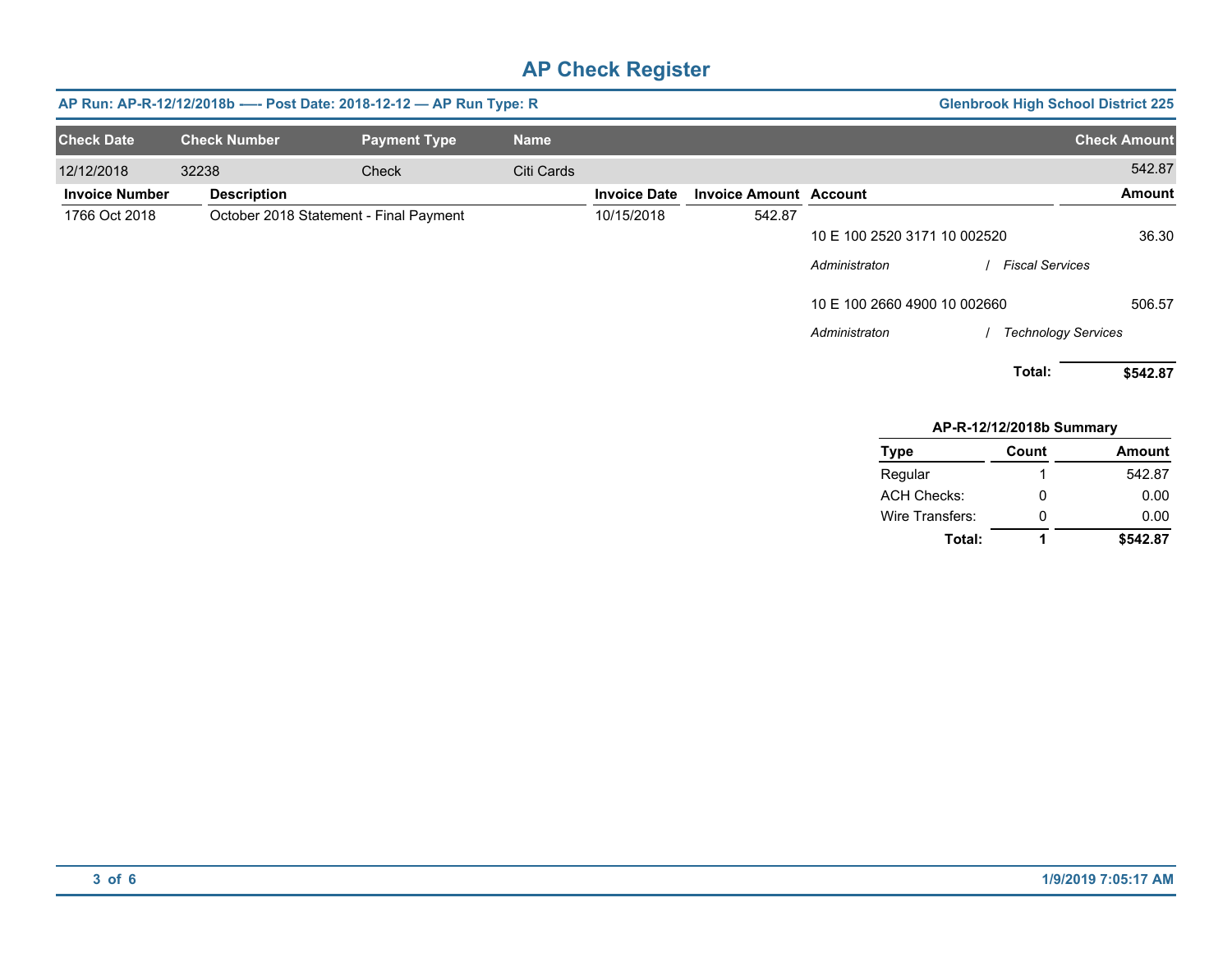# AP Check Register

**AP Run: AP-R-12/12/2018b -—- Post Date: 2018-12-12 — AP Run Type: R** | **Glenbrook High School District 225**

| Check Date | Check Number | Payment Type | Name | Check Amount |
|---|---|---|---|---|
| 12/12/2018 | 32238 | Check | Citi Cards | 542.87 |

| Invoice Number | Description | Invoice Date | Invoice Amount | Account | Amount |
|---|---|---|---|---|---|
| 1766 Oct 2018 | October 2018 Statement - Final Payment | 10/15/2018 | 542.87 | | |
| | | | | 10 E 100 2520 3171 10 002520 | 36.30 |
| | | | | *Administraton / Fiscal Services* | |
| | | | | 10 E 100 2660 4900 10 002660 | 506.57 |
| | | | | *Administraton / Technology Services* | |
| | | | | **Total:** | **$542.87** |

**AP-R-12/12/2018b Summary**

| Type | Count | Amount |
|---|---|---|
| Regular | 1 | 542.87 |
| ACH Checks: | 0 | 0.00 |
| Wire Transfers: | 0 | 0.00 |
| **Total:** | **1** | **$542.87** |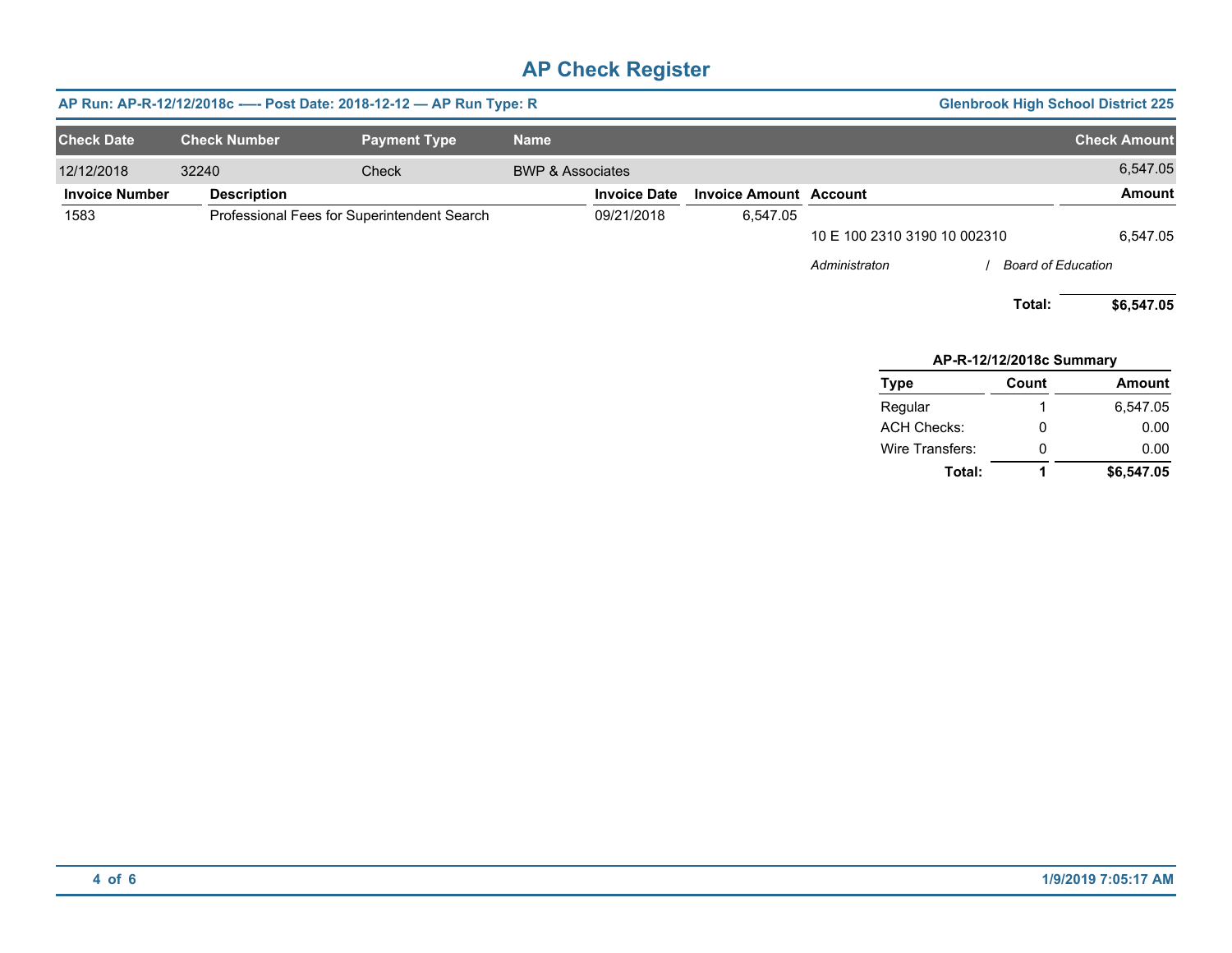# AP Check Register

**AP Run: AP-R-12/12/2018c ---- Post Date: 2018-12-12 — AP Run Type: R** | **Glenbrook High School District 225**

| Check Date | Check Number | Payment Type | Name | Check Amount |
|---|---|---|---|---|
| 12/12/2018 | 32240 | Check | BWP & Associates | 6,547.05 |

| Invoice Number | Description | Invoice Date | Invoice Amount | Account | Amount |
|---|---|---|---|---|---|
| 1583 | Professional Fees for Superintendent Search | 09/21/2018 | 6,547.05 | | |
| | | | | 10 E 100 2310 3190 10 002310 | 6,547.05 |
| | | | | *Administraton / Board of Education* | |
| | | | | **Total:** | **$6,547.05** |

**AP-R-12/12/2018c Summary**

| Type | Count | Amount |
|---|---|---|
| Regular | 1 | 6,547.05 |
| ACH Checks: | 0 | 0.00 |
| Wire Transfers: | 0 | 0.00 |
| **Total:** | **1** | **$6,547.05** |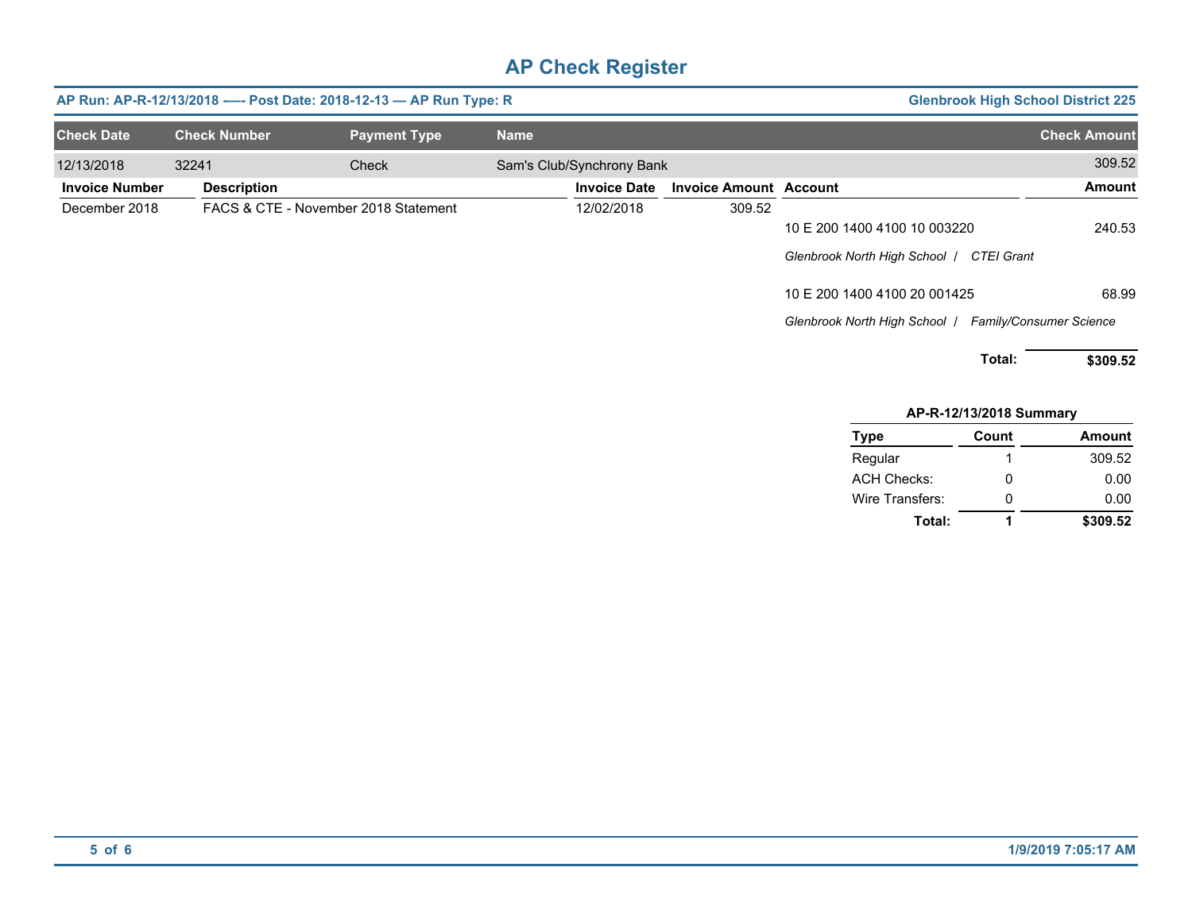# AP Check Register

**AP Run: AP-R-12/13/2018 -—- Post Date: 2018-12-13 — AP Run Type: R** **Glenbrook High School District 225**

| Check Date | Check Number | Payment Type | Name | Check Amount |
|---|---|---|---|---|
| 12/13/2018 | 32241 | Check | Sam's Club/Synchrony Bank | 309.52 |

| Invoice Number | Description | Invoice Date | Invoice Amount | Account | Amount |
|---|---|---|---|---|---|
| December 2018 | FACS & CTE - November 2018 Statement | 12/02/2018 | 309.52 | | |
| | | | | 10 E 200 1400 4100 10 003220 | 240.53 |
| | | | | *Glenbrook North High School / CTEI Grant* | |
| | | | | 10 E 200 1400 4100 20 001425 | 68.99 |
| | | | | *Glenbrook North High School / Family/Consumer Science* | |
| | | | | **Total:** | **$309.52** |

**AP-R-12/13/2018 Summary**

| Type | Count | Amount |
|---|---|---|
| Regular | 1 | 309.52 |
| ACH Checks: | 0 | 0.00 |
| Wire Transfers: | 0 | 0.00 |
| **Total:** | **1** | **$309.52** |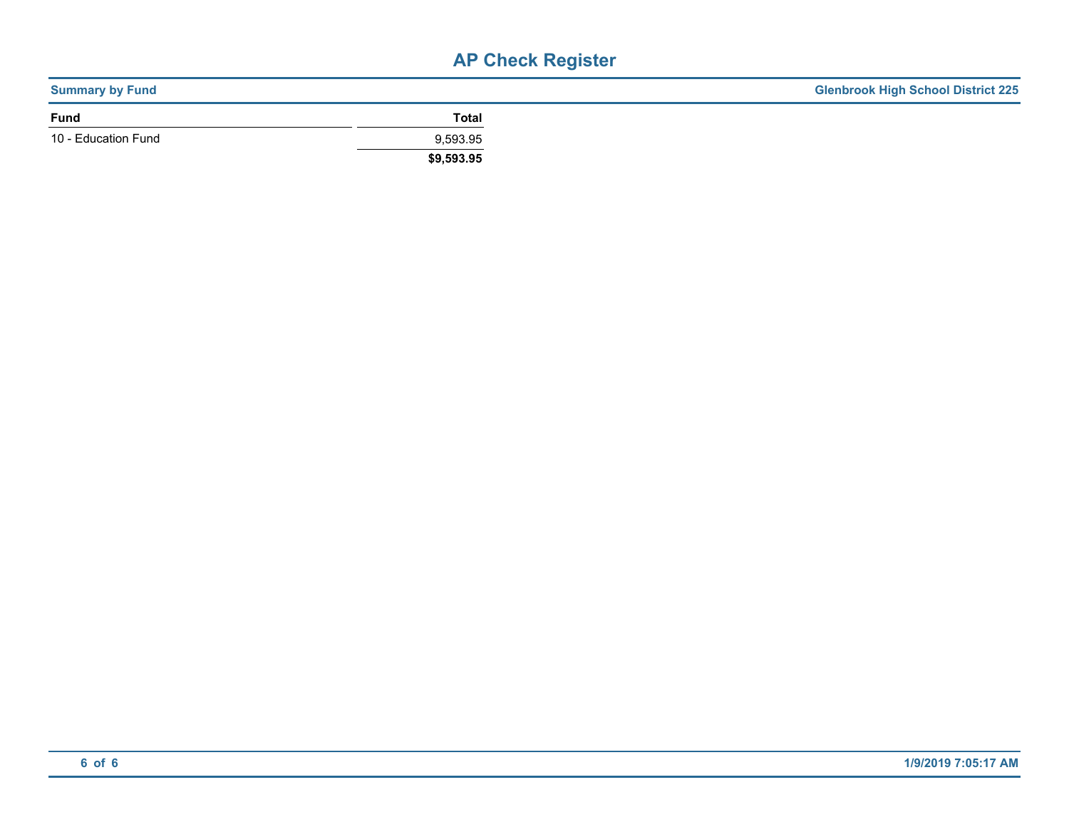# AP Check Register

**Summary by Fund** **Glenbrook High School District 225**

| Fund | Total |
|---|---|
| 10 - Education Fund | 9,593.95 |
| | **$9,593.95** |

**1/9/2019 7:05:17 AM**